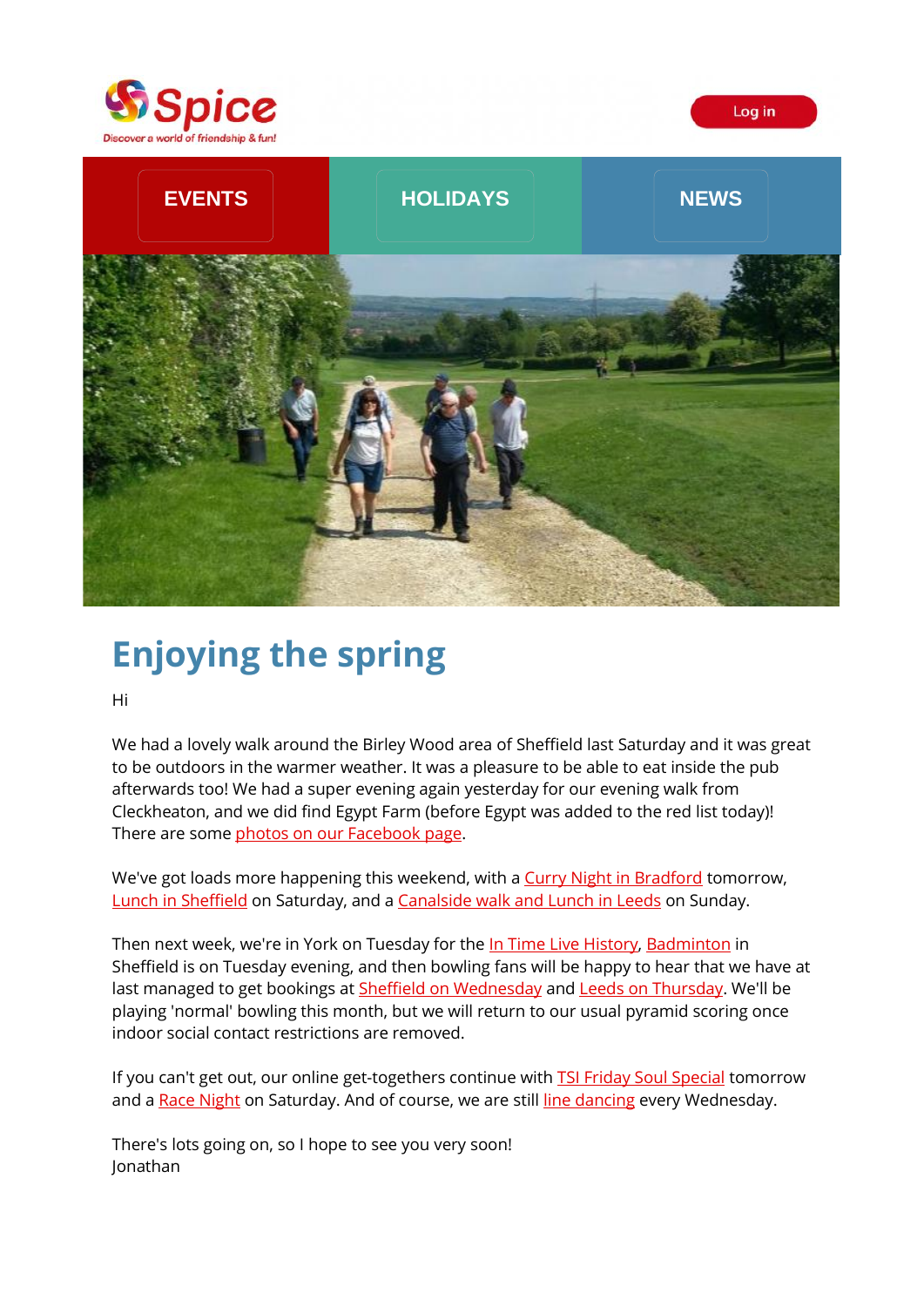Spice

Discover a world of friendship & fun!

Log in

EVENTS HOLIDAYS NEWS

# Enjoying the spring

Hi

We had a lovely walk around the Birley Wood area of Sheffield last Saturday and it was great to be outdoors in the warmer weather. It was a pleasure to be able to eat inside the pub afterwards too! We had a super evening again yesterday for our evening walk from Cleckheaton, and we did find Egypt Farm (before Egypt was added to the red list today)! There are some photos on our Facebook page.

We've got loads more happening this weekend, with a Curry Night in Bradford tomorrow, Lunch in Sheffield on Saturday, and a Canalside walk and Lunch in Leeds on Sunday.

Then next week, we're in York on Tuesday for the In Time Live History, Badminton in Sheffield is on Tuesday evening, and then bowling fans will be happy to hear that we have at last managed to get bookings at Sheffield on Wednesday and Leeds on Thursday. We'll be playing 'normal' bowling this month, but we will return to our usual pyramid scoring once indoor social contact restrictions are removed.

If you can't get out, our online get-togethers continue with TSI Friday Soul Special tomorrow and a Race Night on Saturday. And of course, we are still line dancing every Wednesday.

There's lots going on, so I hope to see you very soon!
Jonathan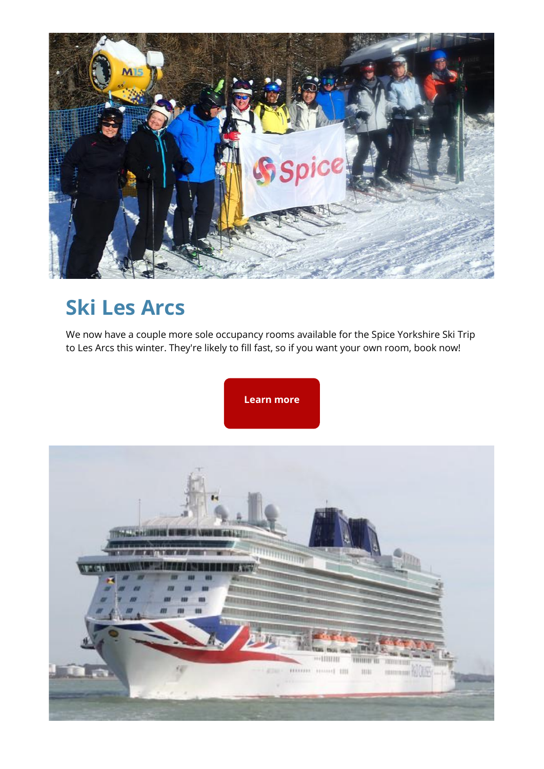## Ski Les Arcs

We now have a couple more sole occupancy rooms available for the Spice Yorkshire Ski Trip to Les Arcs this winter. They're likely to fill fast, so if you want your own room, book now!

**Learn more**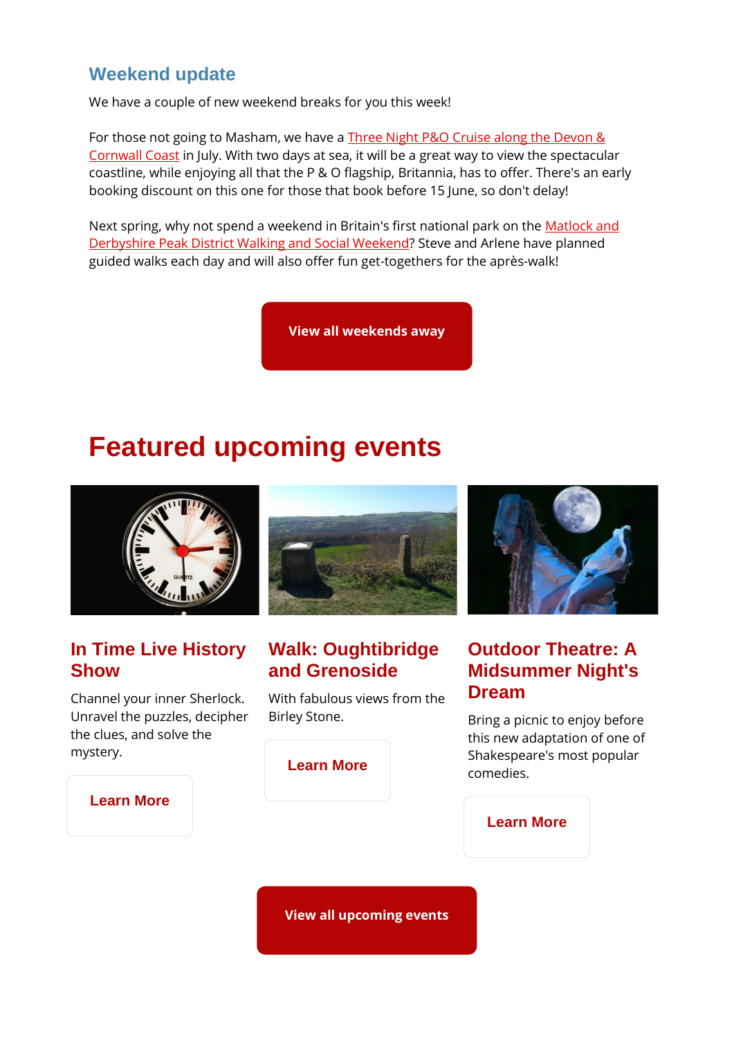## Weekend update

We have a couple of new weekend breaks for you this week!

For those not going to Masham, we have a Three Night P&O Cruise along the Devon & Cornwall Coast in July. With two days at sea, it will be a great way to view the spectacular coastline, while enjoying all that the P & O flagship, Britannia, has to offer. There's an early booking discount on this one for those that book before 15 June, so don't delay!

Next spring, why not spend a weekend in Britain's first national park on the Matlock and Derbyshire Peak District Walking and Social Weekend? Steve and Arlene have planned guided walks each day and will also offer fun get-togethers for the après-walk!

**View all weekends away**

# Featured upcoming events

### In Time Live History Show

Channel your inner Sherlock. Unravel the puzzles, decipher the clues, and solve the mystery.

**Learn More**

### Walk: Oughtibridge and Grenoside

With fabulous views from the Birley Stone.

**Learn More**

### Outdoor Theatre: A Midsummer Night's Dream

Bring a picnic to enjoy before this new adaptation of one of Shakespeare's most popular comedies.

**Learn More**

**View all upcoming events**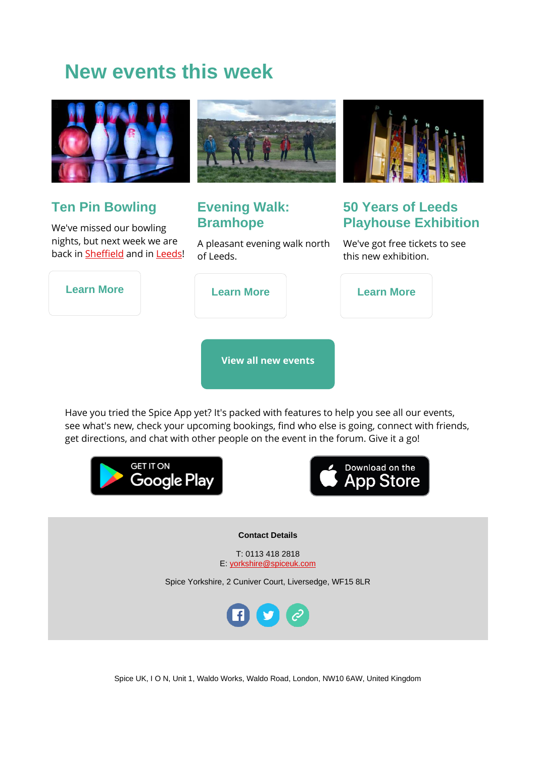# New events this week

## Ten Pin Bowling

We've missed our bowling nights, but next week we are back in Sheffield and in Leeds!

Learn More

## Evening Walk: Bramhope

A pleasant evening walk north of Leeds.

Learn More

## 50 Years of Leeds Playhouse Exhibition

We've got free tickets to see this new exhibition.

Learn More

View all new events

Have you tried the Spice App yet? It's packed with features to help you see all our events, see what's new, check your upcoming bookings, find who else is going, connect with friends, get directions, and chat with other people on the event in the forum. Give it a go!

GET IT ON Google Play

Download on the App Store

**Contact Details**

T: 0113 418 2818
E: yorkshire@spiceuk.com

Spice Yorkshire, 2 Cuniver Court, Liversedge, WF15 8LR

Spice UK, I O N, Unit 1, Waldo Works, Waldo Road, London, NW10 6AW, United Kingdom